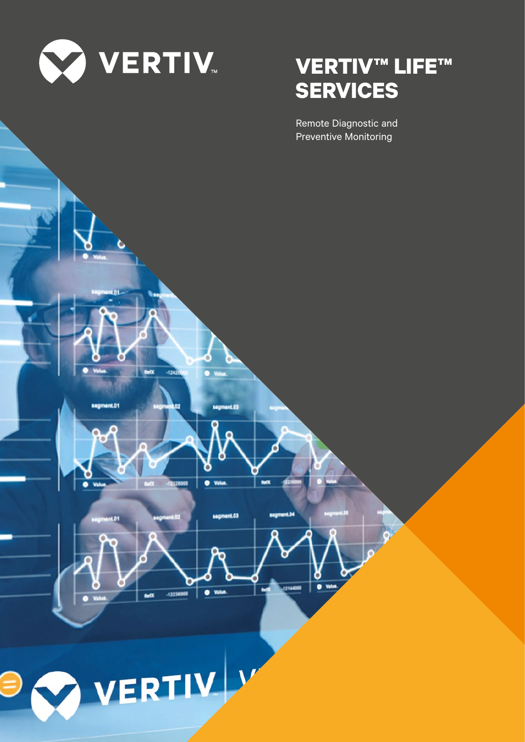VERTIV

# VERTIV™ LIFE™ SERVICES

Remote Diagnostic and Preventive Monitoring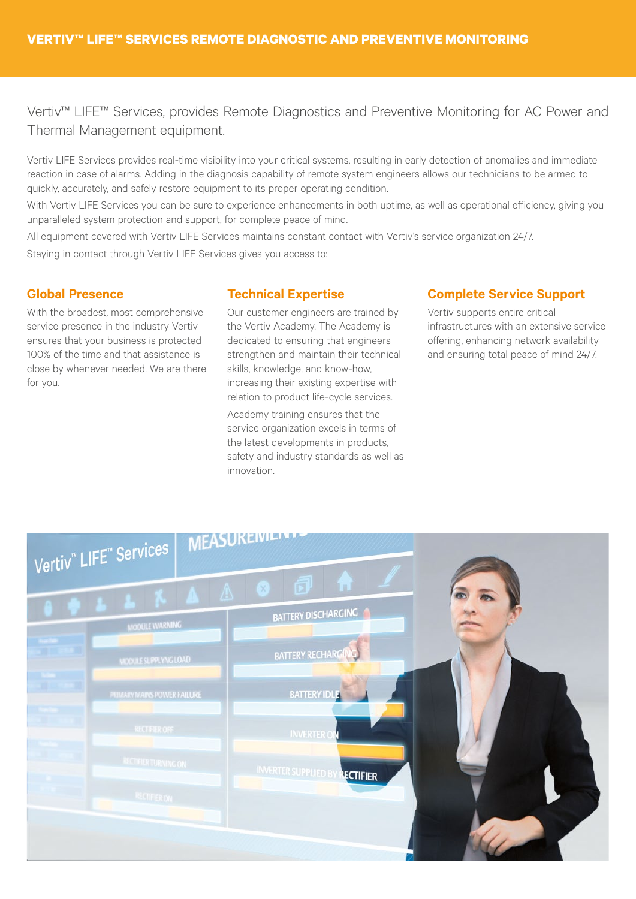# VERTIV™ LIFE™ SERVICES REMOTE DIAGNOSTIC AND PREVENTIVE MONITORING

Vertiv™ LIFE™ Services, provides Remote Diagnostics and Preventive Monitoring for AC Power and Thermal Management equipment.

Vertiv LIFE Services provides real-time visibility into your critical systems, resulting in early detection of anomalies and immediate reaction in case of alarms. Adding in the diagnosis capability of remote system engineers allows our technicians to be armed to quickly, accurately, and safely restore equipment to its proper operating condition.

With Vertiv LIFE Services you can be sure to experience enhancements in both uptime, as well as operational efficiency, giving you unparalleled system protection and support, for complete peace of mind.

All equipment covered with Vertiv LIFE Services maintains constant contact with Vertiv's service organization 24/7.

Staying in contact through Vertiv LIFE Services gives you access to:

## Global Presence

With the broadest, most comprehensive service presence in the industry Vertiv ensures that your business is protected 100% of the time and that assistance is close by whenever needed. We are there for you.

## Technical Expertise

Our customer engineers are trained by the Vertiv Academy. The Academy is dedicated to ensuring that engineers strengthen and maintain their technical skills, knowledge, and know-how, increasing their existing expertise with relation to product life-cycle services.

Academy training ensures that the service organization excels in terms of the latest developments in products, safety and industry standards as well as innovation.

## Complete Service Support

Vertiv supports entire critical infrastructures with an extensive service offering, enhancing network availability and ensuring total peace of mind 24/7.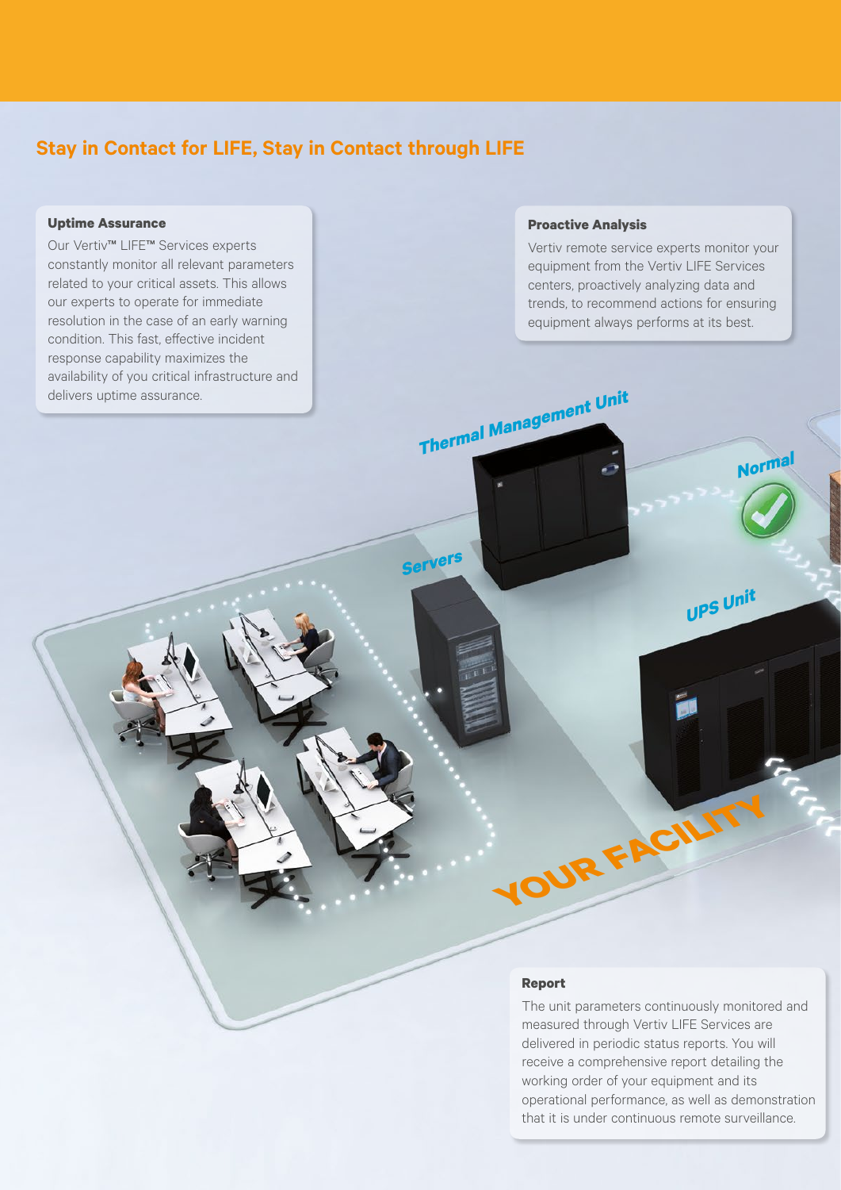## Stay in Contact for LIFE, Stay in Contact through LIFE

### Uptime Assurance

Our Vertiv™ LIFE™ Services experts constantly monitor all relevant parameters related to your critical assets. This allows our experts to operate for immediate resolution in the case of an early warning condition. This fast, effective incident response capability maximizes the availability of you critical infrastructure and delivers uptime assurance.

### Proactive Analysis

Vertiv remote service experts monitor your equipment from the Vertiv LIFE Services centers, proactively analyzing data and trends, to recommend actions for ensuring equipment always performs at its best.

Thermal Management Unit

Normal

Servers

UPS Unit

YOUR FACILITY

### Report

The unit parameters continuously monitored and measured through Vertiv LIFE Services are delivered in periodic status reports. You will receive a comprehensive report detailing the working order of your equipment and its operational performance, as well as demonstration that it is under continuous remote surveillance.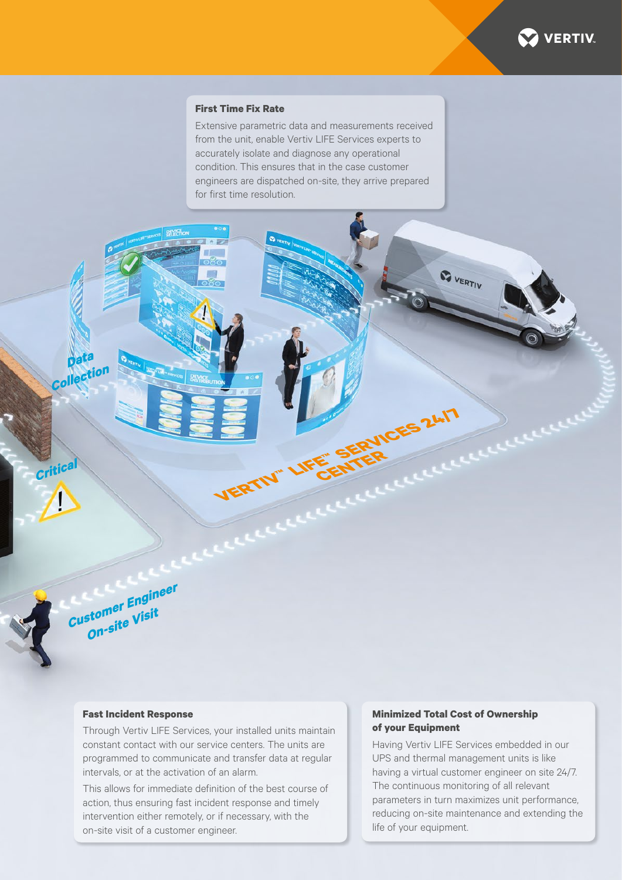## First Time Fix Rate

Extensive parametric data and measurements received from the unit, enable Vertiv LIFE Services experts to accurately isolate and diagnose any operational condition. This ensures that in the case customer engineers are dispatched on-site, they arrive prepared for first time resolution.

## Fast Incident Response

Through Vertiv LIFE Services, your installed units maintain constant contact with our service centers. The units are programmed to communicate and transfer data at regular intervals, or at the activation of an alarm.

This allows for immediate definition of the best course of action, thus ensuring fast incident response and timely intervention either remotely, or if necessary, with the on-site visit of a customer engineer.

## Minimized Total Cost of Ownership of your Equipment

Having Vertiv LIFE Services embedded in our UPS and thermal management units is like having a virtual customer engineer on site 24/7. The continuous monitoring of all relevant parameters in turn maximizes unit performance, reducing on-site maintenance and extending the life of your equipment.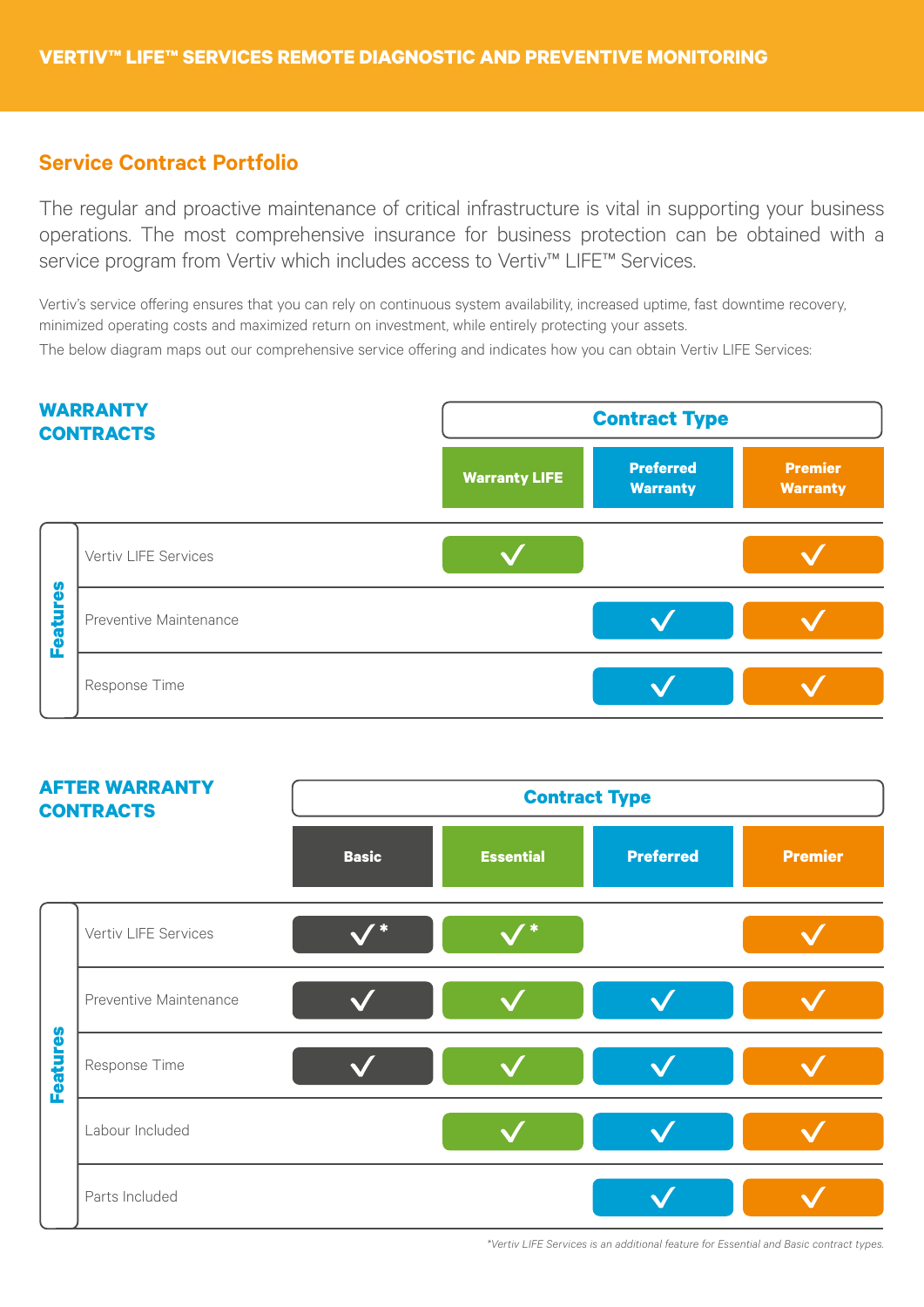## VERTIV™ LIFE™ SERVICES REMOTE DIAGNOSTIC AND PREVENTIVE MONITORING

### Service Contract Portfolio

The regular and proactive maintenance of critical infrastructure is vital in supporting your business operations. The most comprehensive insurance for business protection can be obtained with a service program from Vertiv which includes access to Vertiv™ LIFE™ Services.

Vertiv's service offering ensures that you can rely on continuous system availability, increased uptime, fast downtime recovery, minimized operating costs and maximized return on investment, while entirely protecting your assets.

The below diagram maps out our comprehensive service offering and indicates how you can obtain Vertiv LIFE Services:

#### WARRANTY CONTRACTS

| Features | Contract Type | | |
|---|---|---|---|
| | Warranty LIFE | Preferred Warranty | Premier Warranty |
| Vertiv LIFE Services | ✓ | | ✓ |
| Preventive Maintenance | | ✓ | ✓ |
| Response Time | | ✓ | ✓ |

#### AFTER WARRANTY CONTRACTS

| Features | Contract Type | | | |
|---|---|---|---|---|
| | Basic | Essential | Preferred | Premier |
| Vertiv LIFE Services | ✓* | ✓* | | ✓ |
| Preventive Maintenance | ✓ | ✓ | ✓ | ✓ |
| Response Time | ✓ | ✓ | ✓ | ✓ |
| Labour Included | | ✓ | ✓ | ✓ |
| Parts Included | | | ✓ | ✓ |

*Vertiv LIFE Services is an additional feature for Essential and Basic contract types.*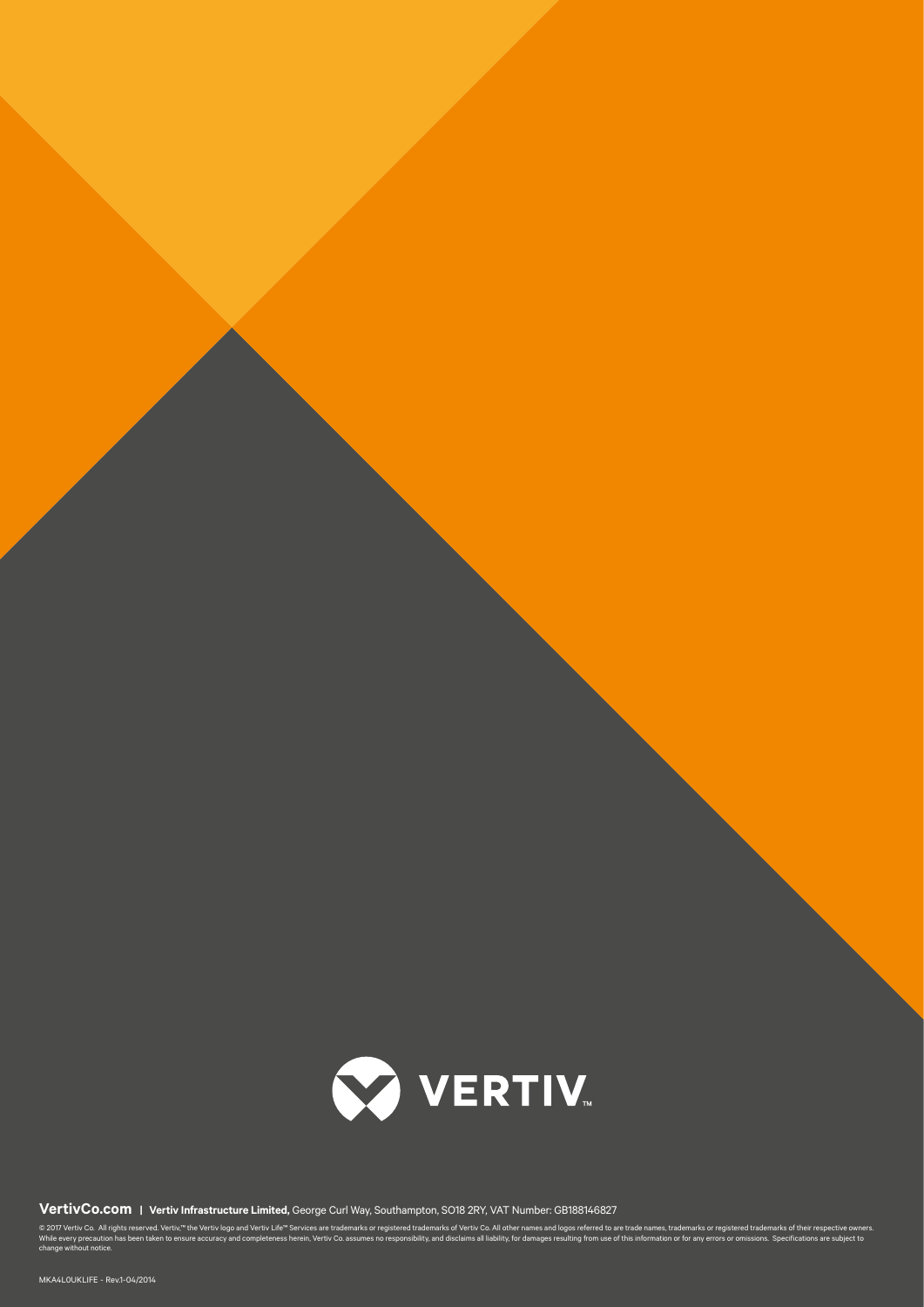VERTIV

**VertivCo.com** | **Vertiv Infrastructure Limited,** George Curl Way, Southampton, SO18 2RY, VAT Number: GB188146827

© 2017 Vertiv Co. All rights reserved. Vertiv,™ the Vertiv logo and Vertiv Life™ Services are trademarks or registered trademarks of Vertiv Co. All other names and logos referred to are trade names, trademarks or registered trademarks of their respective owners. While every precaution has been taken to ensure accuracy and completeness herein, Vertiv Co. assumes no responsibility, and disclaims all liability, for damages resulting from use of this information or for any errors or omissions. Specifications are subject to change without notice.

MKA4L0UKLIFE - Rev.1-04/2014